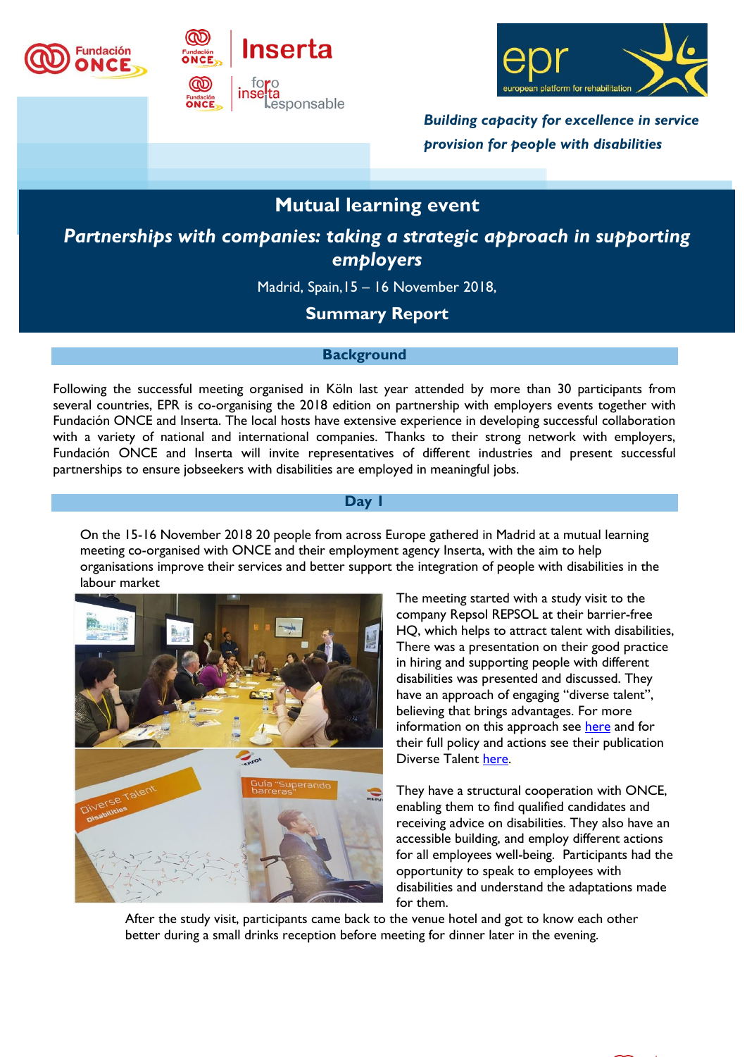*Building capacity for excellence in service provision for people with disabilities*

# Mutual learning event

## *Partnerships with companies: taking a strategic approach in supporting employers*

Madrid, Spain, 15 – 16 November 2018,

## Summary Report

### Background

Following the successful meeting organised in Köln last year attended by more than 30 participants from several countries, EPR is co-organising the 2018 edition on partnership with employers events together with Fundación ONCE and Inserta. The local hosts have extensive experience in developing successful collaboration with a variety of national and international companies. Thanks to their strong network with employers, Fundación ONCE and Inserta will invite representatives of different industries and present successful partnerships to ensure jobseekers with disabilities are employed in meaningful jobs.

### Day I

On the 15-16 November 2018 20 people from across Europe gathered in Madrid at a mutual learning meeting co-organised with ONCE and their employment agency Inserta, with the aim to help organisations improve their services and better support the integration of people with disabilities in the labour market

The meeting started with a study visit to the company Repsol REPSOL at their barrier-free HQ, which helps to attract talent with disabilities, There was a presentation on their good practice in hiring and supporting people with different disabilities was presented and discussed. They have an approach of engaging "diverse talent", believing that brings advantages. For more information on this approach see here and for their full policy and actions see their publication Diverse Talent here.

They have a structural cooperation with ONCE, enabling them to find qualified candidates and receiving advice on disabilities. They also have an accessible building, and employ different actions for all employees well-being. Participants had the opportunity to speak to employees with disabilities and understand the adaptations made for them.

After the study visit, participants came back to the venue hotel and got to know each other better during a small drinks reception before meeting for dinner later in the evening.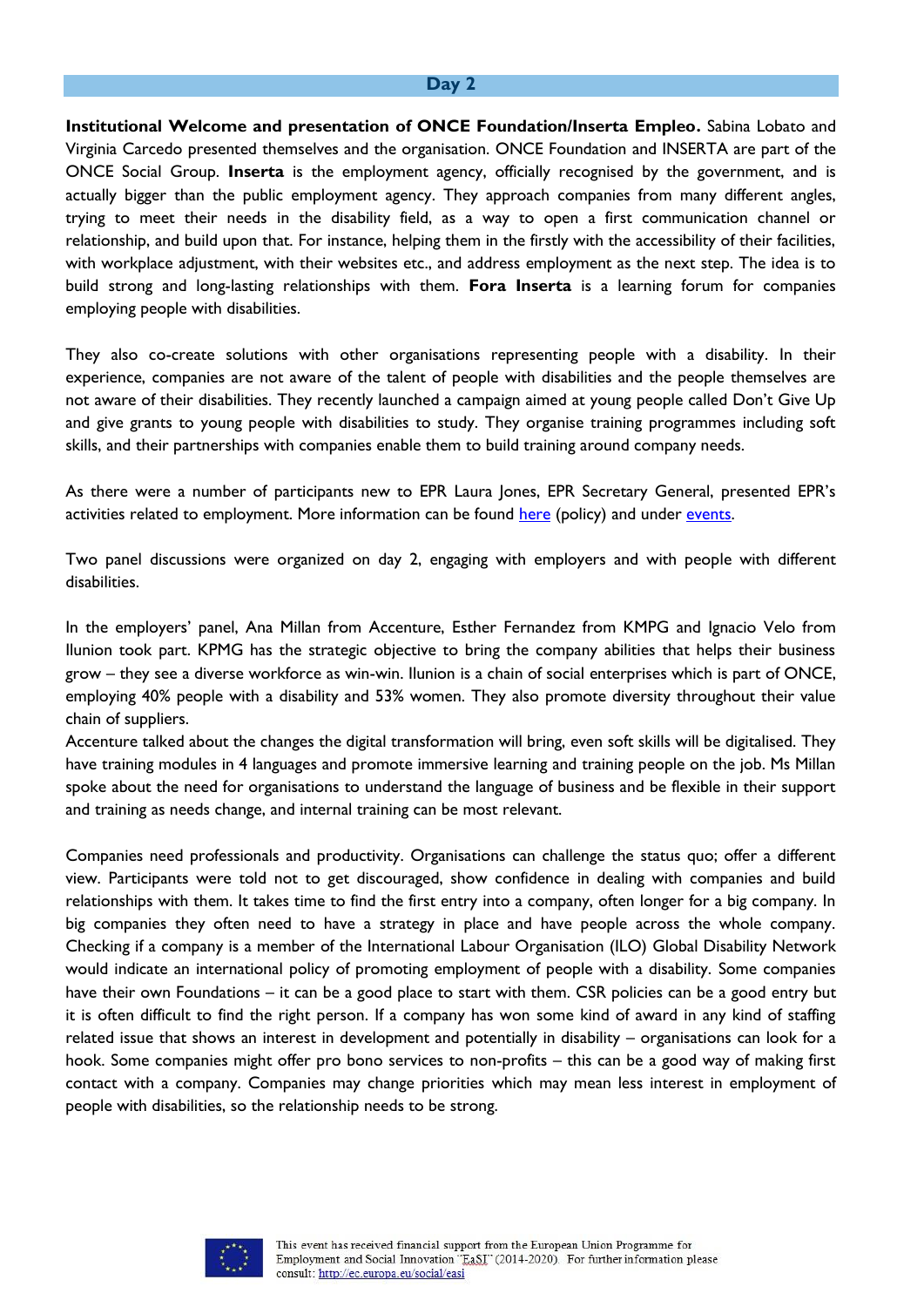## Day 2

**Institutional Welcome and presentation of ONCE Foundation/Inserta Empleo.** Sabina Lobato and Virginia Carcedo presented themselves and the organisation. ONCE Foundation and INSERTA are part of the ONCE Social Group. **Inserta** is the employment agency, officially recognised by the government, and is actually bigger than the public employment agency. They approach companies from many different angles, trying to meet their needs in the disability field, as a way to open a first communication channel or relationship, and build upon that. For instance, helping them in the firstly with the accessibility of their facilities, with workplace adjustment, with their websites etc., and address employment as the next step. The idea is to build strong and long-lasting relationships with them. **Fora Inserta** is a learning forum for companies employing people with disabilities.

They also co-create solutions with other organisations representing people with a disability. In their experience, companies are not aware of the talent of people with disabilities and the people themselves are not aware of their disabilities. They recently launched a campaign aimed at young people called Don't Give Up and give grants to young people with disabilities to study. They organise training programmes including soft skills, and their partnerships with companies enable them to build training around company needs.

As there were a number of participants new to EPR Laura Jones, EPR Secretary General, presented EPR's activities related to employment. More information can be found here (policy) and under events.

Two panel discussions were organized on day 2, engaging with employers and with people with different disabilities.

In the employers' panel, Ana Millan from Accenture, Esther Fernandez from KMPG and Ignacio Velo from Ilunion took part. KPMG has the strategic objective to bring the company abilities that helps their business grow – they see a diverse workforce as win-win. Ilunion is a chain of social enterprises which is part of ONCE, employing 40% people with a disability and 53% women. They also promote diversity throughout their value chain of suppliers.

Accenture talked about the changes the digital transformation will bring, even soft skills will be digitalised. They have training modules in 4 languages and promote immersive learning and training people on the job. Ms Millan spoke about the need for organisations to understand the language of business and be flexible in their support and training as needs change, and internal training can be most relevant.

Companies need professionals and productivity. Organisations can challenge the status quo; offer a different view. Participants were told not to get discouraged, show confidence in dealing with companies and build relationships with them. It takes time to find the first entry into a company, often longer for a big company. In big companies they often need to have a strategy in place and have people across the whole company. Checking if a company is a member of the International Labour Organisation (ILO) Global Disability Network would indicate an international policy of promoting employment of people with a disability. Some companies have their own Foundations – it can be a good place to start with them. CSR policies can be a good entry but it is often difficult to find the right person. If a company has won some kind of award in any kind of staffing related issue that shows an interest in development and potentially in disability – organisations can look for a hook. Some companies might offer pro bono services to non-profits – this can be a good way of making first contact with a company. Companies may change priorities which may mean less interest in employment of people with disabilities, so the relationship needs to be strong.

This event has received financial support from the European Union Programme for Employment and Social Innovation "EaSI" (2014-2020). For further information please consult: http://ec.europa.eu/social/easi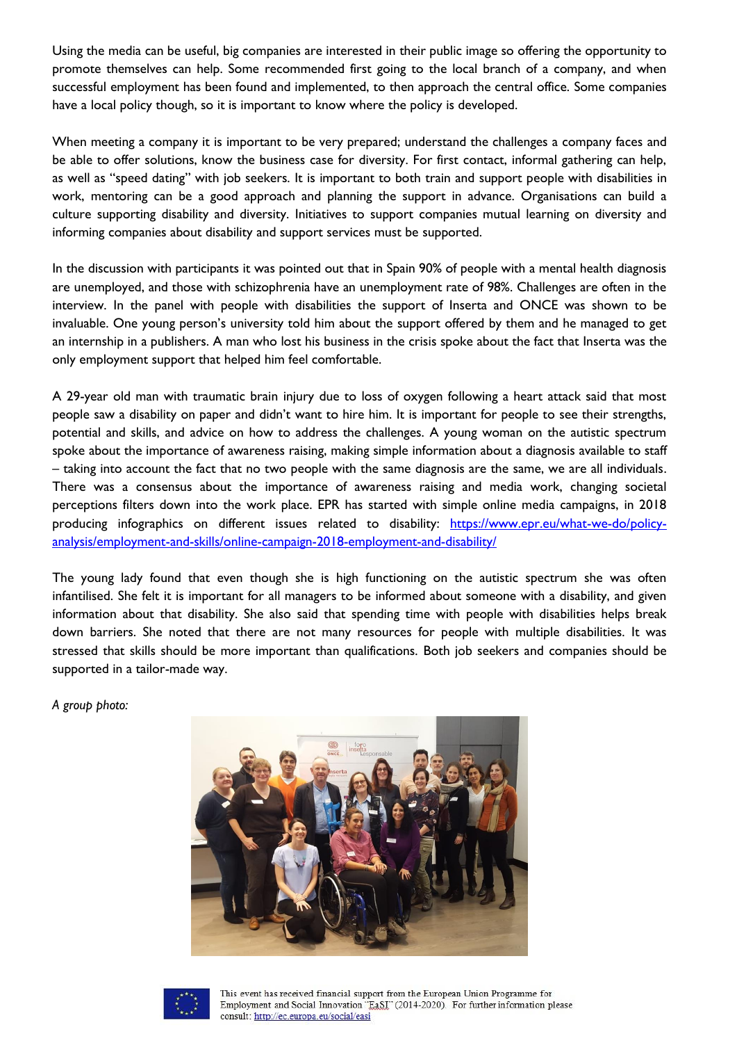Using the media can be useful, big companies are interested in their public image so offering the opportunity to promote themselves can help. Some recommended first going to the local branch of a company, and when successful employment has been found and implemented, to then approach the central office. Some companies have a local policy though, so it is important to know where the policy is developed.

When meeting a company it is important to be very prepared; understand the challenges a company faces and be able to offer solutions, know the business case for diversity. For first contact, informal gathering can help, as well as "speed dating" with job seekers. It is important to both train and support people with disabilities in work, mentoring can be a good approach and planning the support in advance. Organisations can build a culture supporting disability and diversity. Initiatives to support companies mutual learning on diversity and informing companies about disability and support services must be supported.

In the discussion with participants it was pointed out that in Spain 90% of people with a mental health diagnosis are unemployed, and those with schizophrenia have an unemployment rate of 98%. Challenges are often in the interview. In the panel with people with disabilities the support of Inserta and ONCE was shown to be invaluable. One young person's university told him about the support offered by them and he managed to get an internship in a publishers. A man who lost his business in the crisis spoke about the fact that Inserta was the only employment support that helped him feel comfortable.

A 29-year old man with traumatic brain injury due to loss of oxygen following a heart attack said that most people saw a disability on paper and didn't want to hire him. It is important for people to see their strengths, potential and skills, and advice on how to address the challenges. A young woman on the autistic spectrum spoke about the importance of awareness raising, making simple information about a diagnosis available to staff – taking into account the fact that no two people with the same diagnosis are the same, we are all individuals. There was a consensus about the importance of awareness raising and media work, changing societal perceptions filters down into the work place. EPR has started with simple online media campaigns, in 2018 producing infographics on different issues related to disability: [https://www.epr.eu/what-we-do/policy-analysis/employment-and-skills/online-campaign-2018-employment-and-disability/](https://www.epr.eu/what-we-do/policy-analysis/employment-and-skills/online-campaign-2018-employment-and-disability/)

The young lady found that even though she is high functioning on the autistic spectrum she was often infantilised. She felt it is important for all managers to be informed about someone with a disability, and given information about that disability. She also said that spending time with people with disabilities helps break down barriers. She noted that there are not many resources for people with multiple disabilities. It was stressed that skills should be more important than qualifications. Both job seekers and companies should be supported in a tailor-made way.

*A group photo:*

This event has received financial support from the European Union Programme for Employment and Social Innovation "EaSI" (2014-2020). For further information please consult: [http://ec.europa.eu/social/easi](http://ec.europa.eu/social/easi)